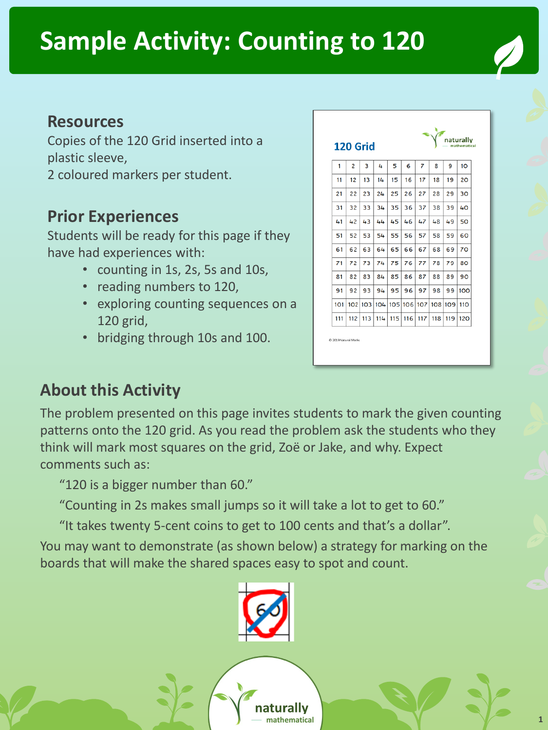# Sample Activity: Counting to 120

## Resources

Copies of the 120 Grid inserted into a plastic sleeve,
2 coloured markers per student.

## Prior Experiences

Students will be ready for this page if they have had experiences with:

- counting in 1s, 2s, 5s and 10s,
- reading numbers to 120,
- exploring counting sequences on a 120 grid,
- bridging through 10s and 100.

**120 Grid**

| 1 | 2 | 3 | 4 | 5 | 6 | 7 | 8 | 9 | 10 |
|---|---|---|---|---|---|---|---|---|---|
| 11 | 12 | 13 | 14 | 15 | 16 | 17 | 18 | 19 | 20 |
| 21 | 22 | 23 | 24 | 25 | 26 | 27 | 28 | 29 | 30 |
| 31 | 32 | 33 | 34 | 35 | 36 | 37 | 38 | 39 | 40 |
| 41 | 42 | 43 | 44 | 45 | 46 | 47 | 48 | 49 | 50 |
| 51 | 52 | 53 | 54 | 55 | 56 | 57 | 58 | 59 | 60 |
| 61 | 62 | 63 | 64 | 65 | 66 | 67 | 68 | 69 | 70 |
| 71 | 72 | 73 | 74 | 75 | 76 | 77 | 78 | 79 | 80 |
| 81 | 82 | 83 | 84 | 85 | 86 | 87 | 88 | 89 | 90 |
| 91 | 92 | 93 | 94 | 95 | 96 | 97 | 98 | 99 | 100 |
| 101 | 102 | 103 | 104 | 105 | 106 | 107 | 108 | 109 | 110 |
| 111 | 112 | 113 | 114 | 115 | 116 | 117 | 118 | 119 | 120 |

## About this Activity

The problem presented on this page invites students to mark the given counting patterns onto the 120 grid. As you read the problem ask the students who they think will mark most squares on the grid, Zoë or Jake, and why. Expect comments such as:

"120 is a bigger number than 60."

"Counting in 2s makes small jumps so it will take a lot to get to 60."

"It takes twenty 5-cent coins to get to 100 cents and that's a dollar".

You may want to demonstrate (as shown below) a strategy for marking on the boards that will make the shared spaces easy to spot and count.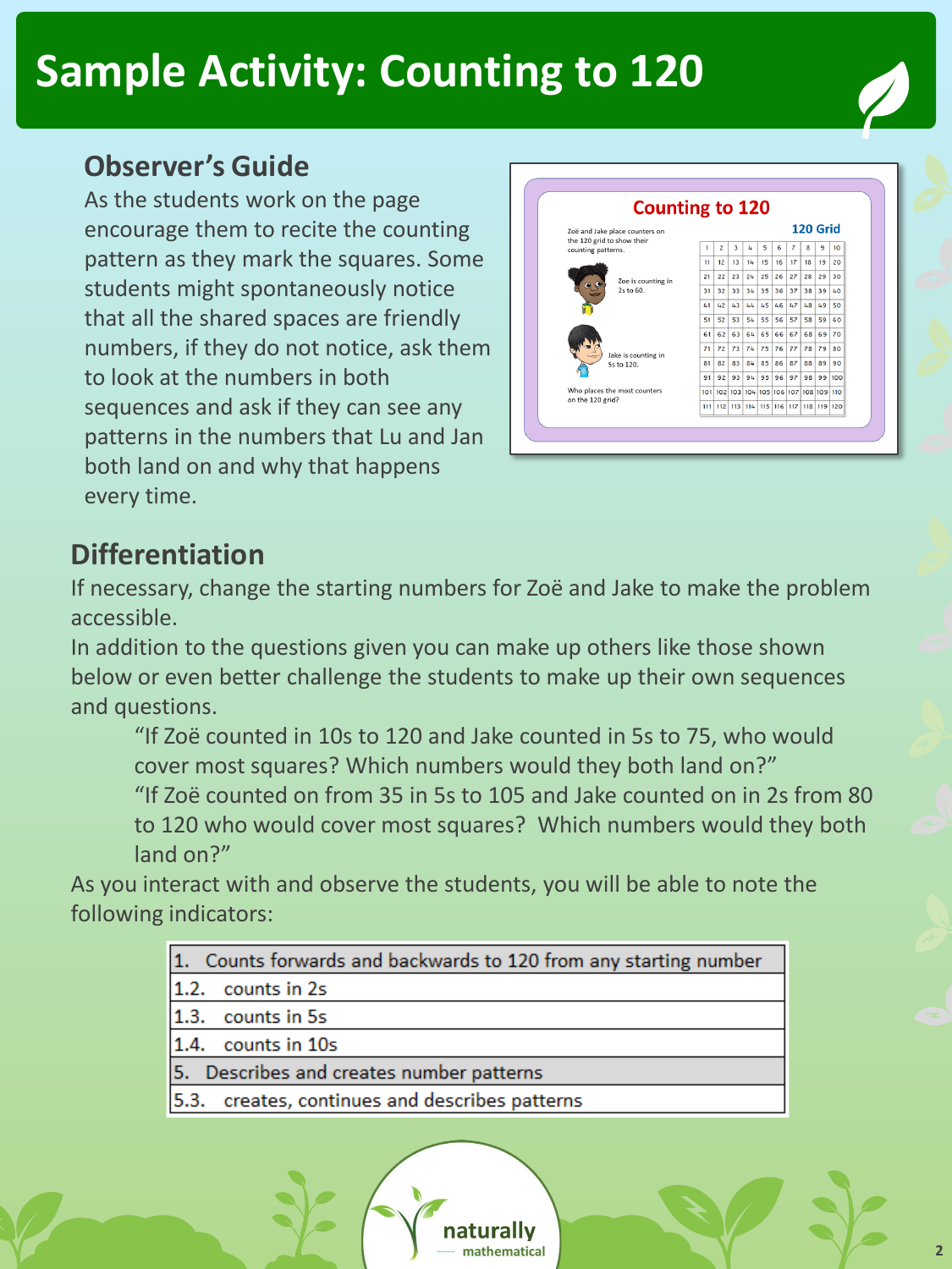# Sample Activity: Counting to 120

## Observer's Guide

As the students work on the page encourage them to recite the counting pattern as they mark the squares. Some students might spontaneously notice that all the shared spaces are friendly numbers, if they do not notice, ask them to look at the numbers in both sequences and ask if they can see any patterns in the numbers that Lu and Jan both land on and why that happens every time.

## Differentiation

If necessary, change the starting numbers for Zoë and Jake to make the problem accessible.

In addition to the questions given you can make up others like those shown below or even better challenge the students to make up their own sequences and questions.

> "If Zoë counted in 10s to 120 and Jake counted in 5s to 75, who would cover most squares? Which numbers would they both land on?"
>
> "If Zoë counted on from 35 in 5s to 105 and Jake counted on in 2s from 80 to 120 who would cover most squares? Which numbers would they both land on?"

As you interact with and observe the students, you will be able to note the following indicators:

| 1. Counts forwards and backwards to 120 from any starting number |
|---|
| 1.2. counts in 2s |
| 1.3. counts in 5s |
| 1.4. counts in 10s |
| 5. Describes and creates number patterns |
| 5.3. creates, continues and describes patterns |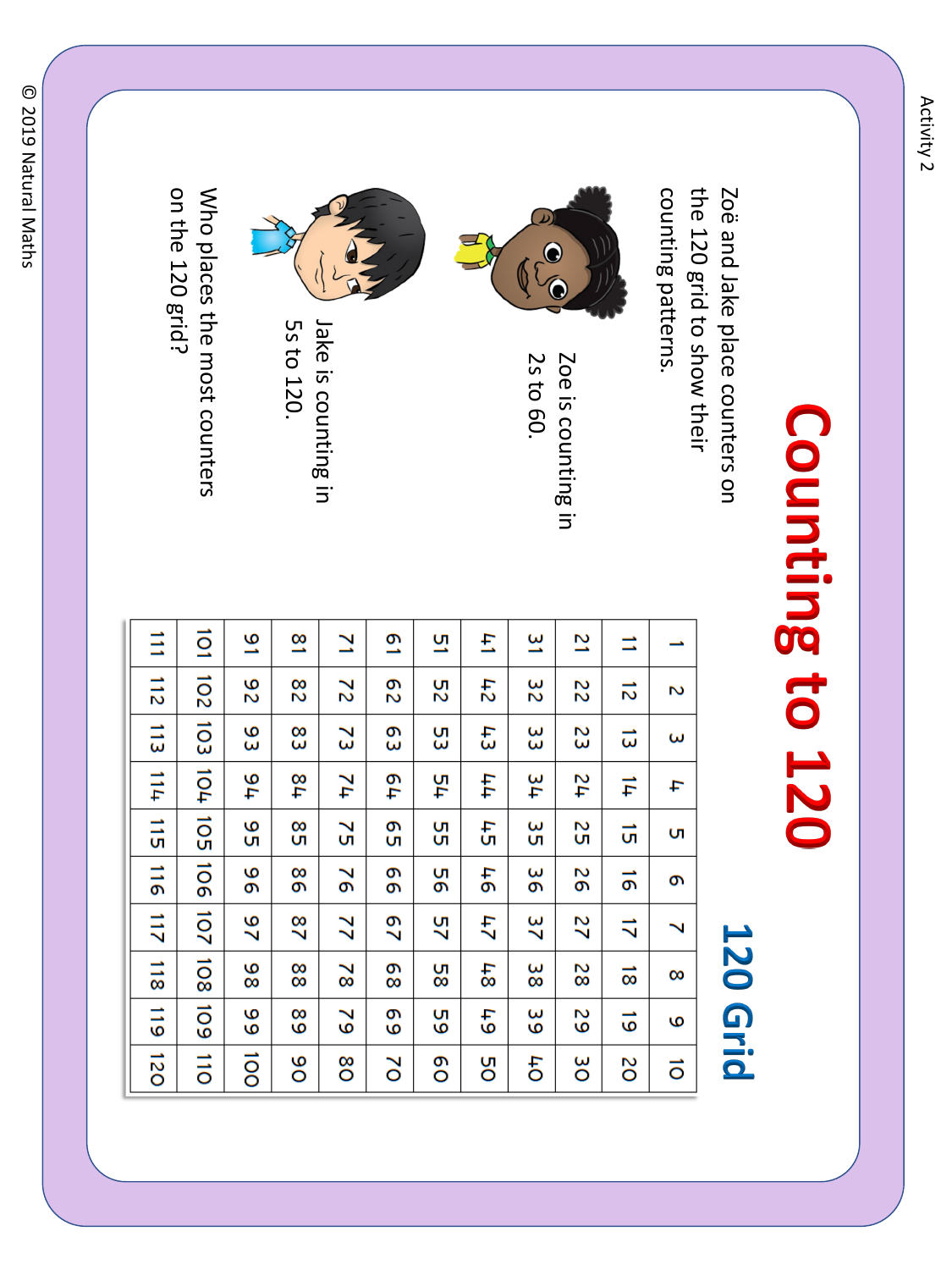Activity 2

# Counting to 120

Zoë and Jake place counters on the 120 grid to show their counting patterns.

Zoe is counting in 2s to 60.

Jake is counting in 5s to 120.

Who places the most counters on the 120 grid?

## 120 Grid

| 1 | 2 | 3 | 4 | 5 | 6 | 7 | 8 | 9 | 10 |
|---|---|---|---|---|---|---|---|---|---|
| 11 | 12 | 13 | 14 | 15 | 16 | 17 | 18 | 19 | 20 |
| 21 | 22 | 23 | 24 | 25 | 26 | 27 | 28 | 29 | 30 |
| 31 | 32 | 33 | 34 | 35 | 36 | 37 | 38 | 39 | 40 |
| 41 | 42 | 43 | 44 | 45 | 46 | 47 | 48 | 49 | 50 |
| 51 | 52 | 53 | 54 | 55 | 56 | 57 | 58 | 59 | 60 |
| 61 | 62 | 63 | 64 | 65 | 66 | 67 | 68 | 69 | 70 |
| 71 | 72 | 73 | 74 | 75 | 76 | 77 | 78 | 79 | 80 |
| 81 | 82 | 83 | 84 | 85 | 86 | 87 | 88 | 89 | 90 |
| 91 | 92 | 93 | 94 | 95 | 96 | 97 | 98 | 99 | 100 |
| 101 | 102 | 103 | 104 | 105 | 106 | 107 | 108 | 109 | 110 |
| 111 | 112 | 113 | 114 | 115 | 116 | 117 | 118 | 119 | 120 |

© 2019 Natural Maths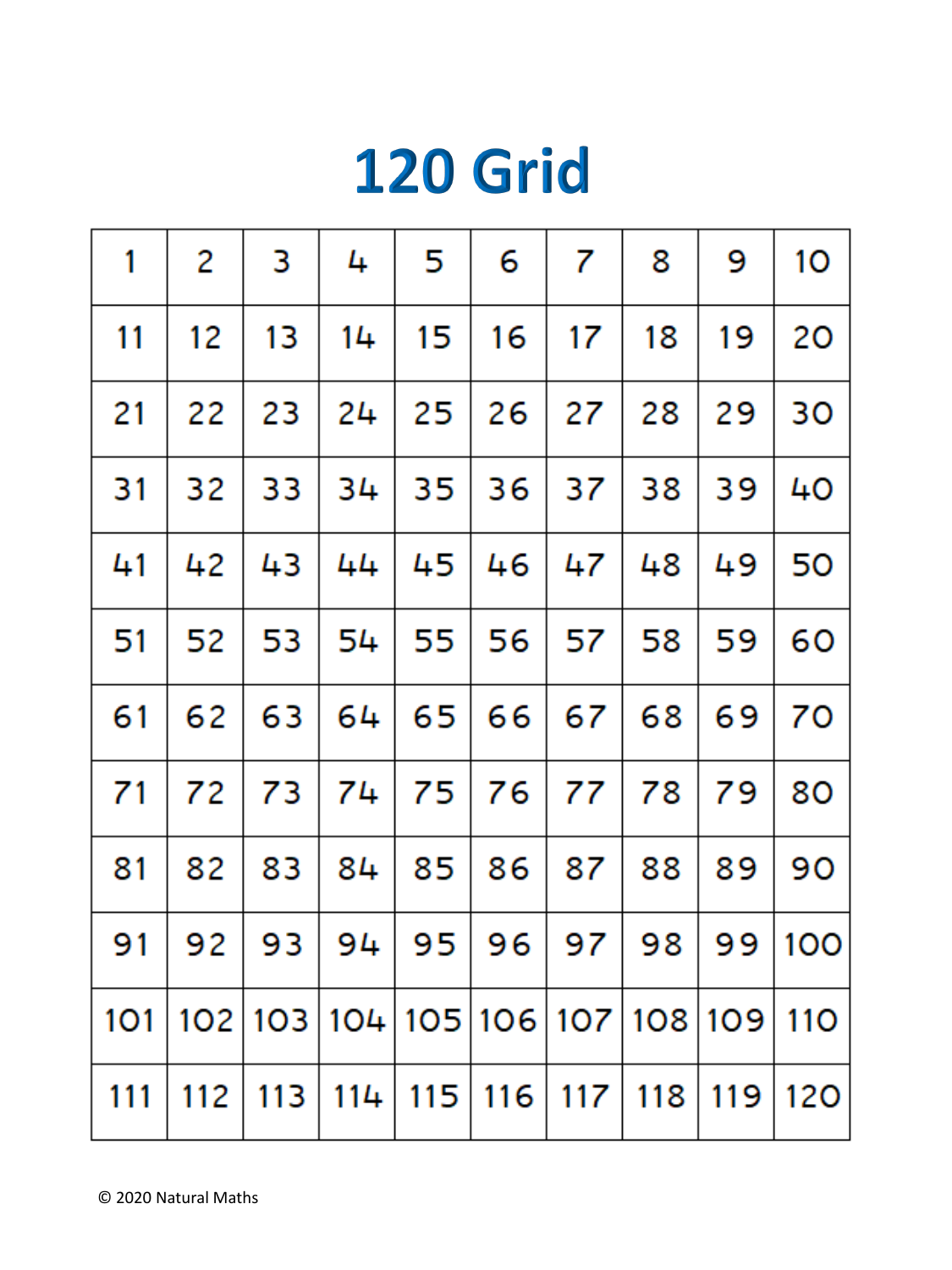# 120 Grid

| | | | | | | | | | |
|---|---|---|---|---|---|---|---|---|---|
| 1 | 2 | 3 | 4 | 5 | 6 | 7 | 8 | 9 | 10 |
| 11 | 12 | 13 | 14 | 15 | 16 | 17 | 18 | 19 | 20 |
| 21 | 22 | 23 | 24 | 25 | 26 | 27 | 28 | 29 | 30 |
| 31 | 32 | 33 | 34 | 35 | 36 | 37 | 38 | 39 | 40 |
| 41 | 42 | 43 | 44 | 45 | 46 | 47 | 48 | 49 | 50 |
| 51 | 52 | 53 | 54 | 55 | 56 | 57 | 58 | 59 | 60 |
| 61 | 62 | 63 | 64 | 65 | 66 | 67 | 68 | 69 | 70 |
| 71 | 72 | 73 | 74 | 75 | 76 | 77 | 78 | 79 | 80 |
| 81 | 82 | 83 | 84 | 85 | 86 | 87 | 88 | 89 | 90 |
| 91 | 92 | 93 | 94 | 95 | 96 | 97 | 98 | 99 | 100 |
| 101 | 102 | 103 | 104 | 105 | 106 | 107 | 108 | 109 | 110 |
| 111 | 112 | 113 | 114 | 115 | 116 | 117 | 118 | 119 | 120 |

© 2020 Natural Maths